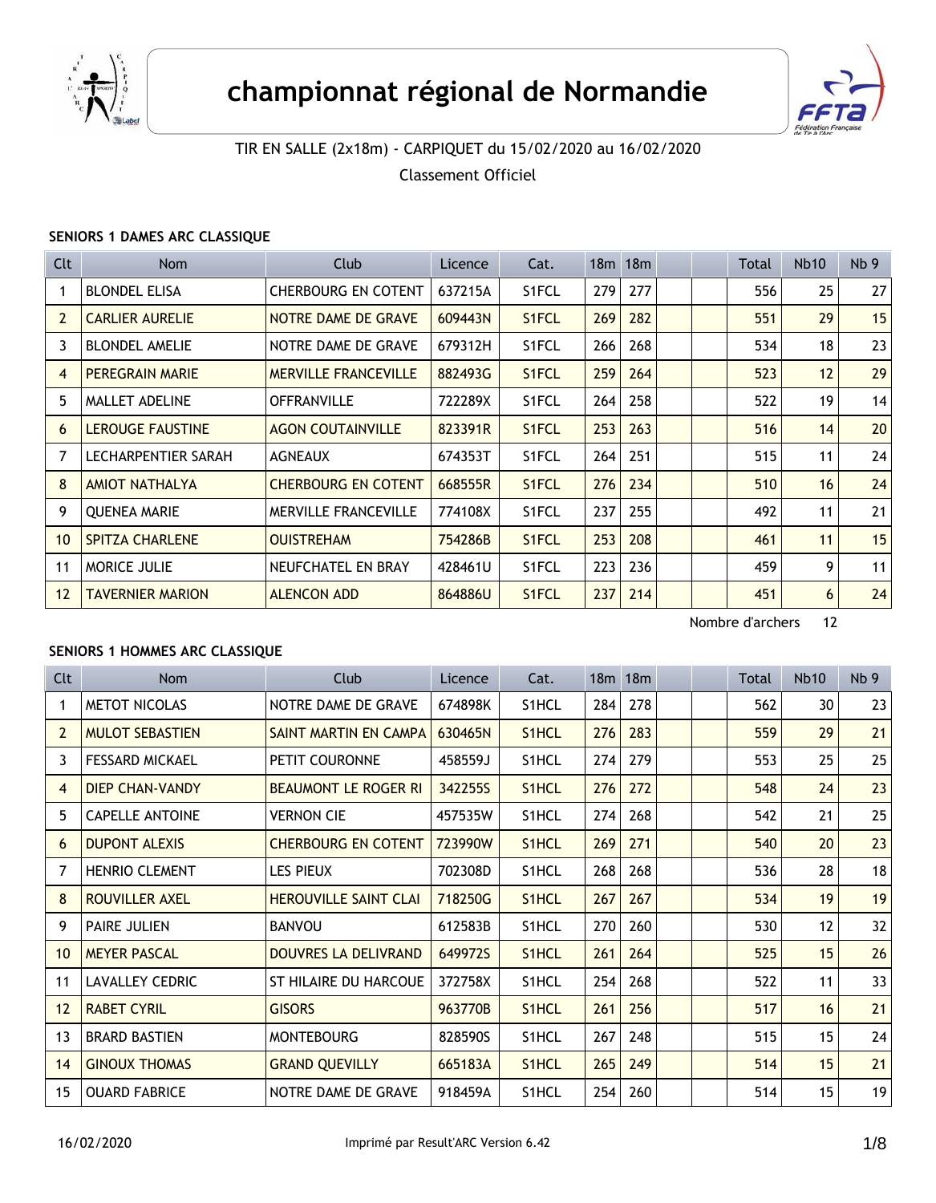# championnat régional de Normandie

TIR EN SALLE (2x18m) - CARPIQUET du 15/02/2020 au 16/02/2020

Classement Officiel

### SENIORS 1 DAMES ARC CLASSIQUE

| Clt | Nom | Club | Licence | Cat. | 18m | 18m | | | Total | Nb10 | Nb 9 |
|---|---|---|---|---|---|---|---|---|---|---|---|
| 1 | BLONDEL ELISA | CHERBOURG EN COTENT | 637215A | S1FCL | 279 | 277 | | | 556 | 25 | 27 |
| 2 | CARLIER AURELIE | NOTRE DAME DE GRAVE | 609443N | S1FCL | 269 | 282 | | | 551 | 29 | 15 |
| 3 | BLONDEL AMELIE | NOTRE DAME DE GRAVE | 679312H | S1FCL | 266 | 268 | | | 534 | 18 | 23 |
| 4 | PEREGRAIN MARIE | MERVILLE FRANCEVILLE | 882493G | S1FCL | 259 | 264 | | | 523 | 12 | 29 |
| 5 | MALLET ADELINE | OFFRANVILLE | 722289X | S1FCL | 264 | 258 | | | 522 | 19 | 14 |
| 6 | LEROUGE FAUSTINE | AGON COUTAINVILLE | 823391R | S1FCL | 253 | 263 | | | 516 | 14 | 20 |
| 7 | LECHARPENTIER SARAH | AGNEAUX | 674353T | S1FCL | 264 | 251 | | | 515 | 11 | 24 |
| 8 | AMIOT NATHALYA | CHERBOURG EN COTENT | 668555R | S1FCL | 276 | 234 | | | 510 | 16 | 24 |
| 9 | QUENEA MARIE | MERVILLE FRANCEVILLE | 774108X | S1FCL | 237 | 255 | | | 492 | 11 | 21 |
| 10 | SPITZA CHARLENE | OUISTREHAM | 754286B | S1FCL | 253 | 208 | | | 461 | 11 | 15 |
| 11 | MORICE JULIE | NEUFCHATEL EN BRAY | 428461U | S1FCL | 223 | 236 | | | 459 | 9 | 11 |
| 12 | TAVERNIER MARION | ALENCON ADD | 864886U | S1FCL | 237 | 214 | | | 451 | 6 | 24 |

Nombre d'archers 12

### SENIORS 1 HOMMES ARC CLASSIQUE

| Clt | Nom | Club | Licence | Cat. | 18m | 18m | | | Total | Nb10 | Nb 9 |
|---|---|---|---|---|---|---|---|---|---|---|---|
| 1 | METOT NICOLAS | NOTRE DAME DE GRAVE | 674898K | S1HCL | 284 | 278 | | | 562 | 30 | 23 |
| 2 | MULOT SEBASTIEN | SAINT MARTIN EN CAMPA | 630465N | S1HCL | 276 | 283 | | | 559 | 29 | 21 |
| 3 | FESSARD MICKAEL | PETIT COURONNE | 458559J | S1HCL | 274 | 279 | | | 553 | 25 | 25 |
| 4 | DIEP CHAN-VANDY | BEAUMONT LE ROGER RI | 342255S | S1HCL | 276 | 272 | | | 548 | 24 | 23 |
| 5 | CAPELLE ANTOINE | VERNON CIE | 457535W | S1HCL | 274 | 268 | | | 542 | 21 | 25 |
| 6 | DUPONT ALEXIS | CHERBOURG EN COTENT | 723990W | S1HCL | 269 | 271 | | | 540 | 20 | 23 |
| 7 | HENRIO CLEMENT | LES PIEUX | 702308D | S1HCL | 268 | 268 | | | 536 | 28 | 18 |
| 8 | ROUVILLER AXEL | HEROUVILLE SAINT CLAI | 718250G | S1HCL | 267 | 267 | | | 534 | 19 | 19 |
| 9 | PAIRE JULIEN | BANVOU | 612583B | S1HCL | 270 | 260 | | | 530 | 12 | 32 |
| 10 | MEYER PASCAL | DOUVRES LA DELIVRAND | 649972S | S1HCL | 261 | 264 | | | 525 | 15 | 26 |
| 11 | LAVALLEY CEDRIC | ST HILAIRE DU HARCOUE | 372758X | S1HCL | 254 | 268 | | | 522 | 11 | 33 |
| 12 | RABET CYRIL | GISORS | 963770B | S1HCL | 261 | 256 | | | 517 | 16 | 21 |
| 13 | BRARD BASTIEN | MONTEBOURG | 828590S | S1HCL | 267 | 248 | | | 515 | 15 | 24 |
| 14 | GINOUX THOMAS | GRAND QUEVILLY | 665183A | S1HCL | 265 | 249 | | | 514 | 15 | 21 |
| 15 | OUARD FABRICE | NOTRE DAME DE GRAVE | 918459A | S1HCL | 254 | 260 | | | 514 | 15 | 19 |

16/02/2020 Imprimé par Result'ARC Version 6.42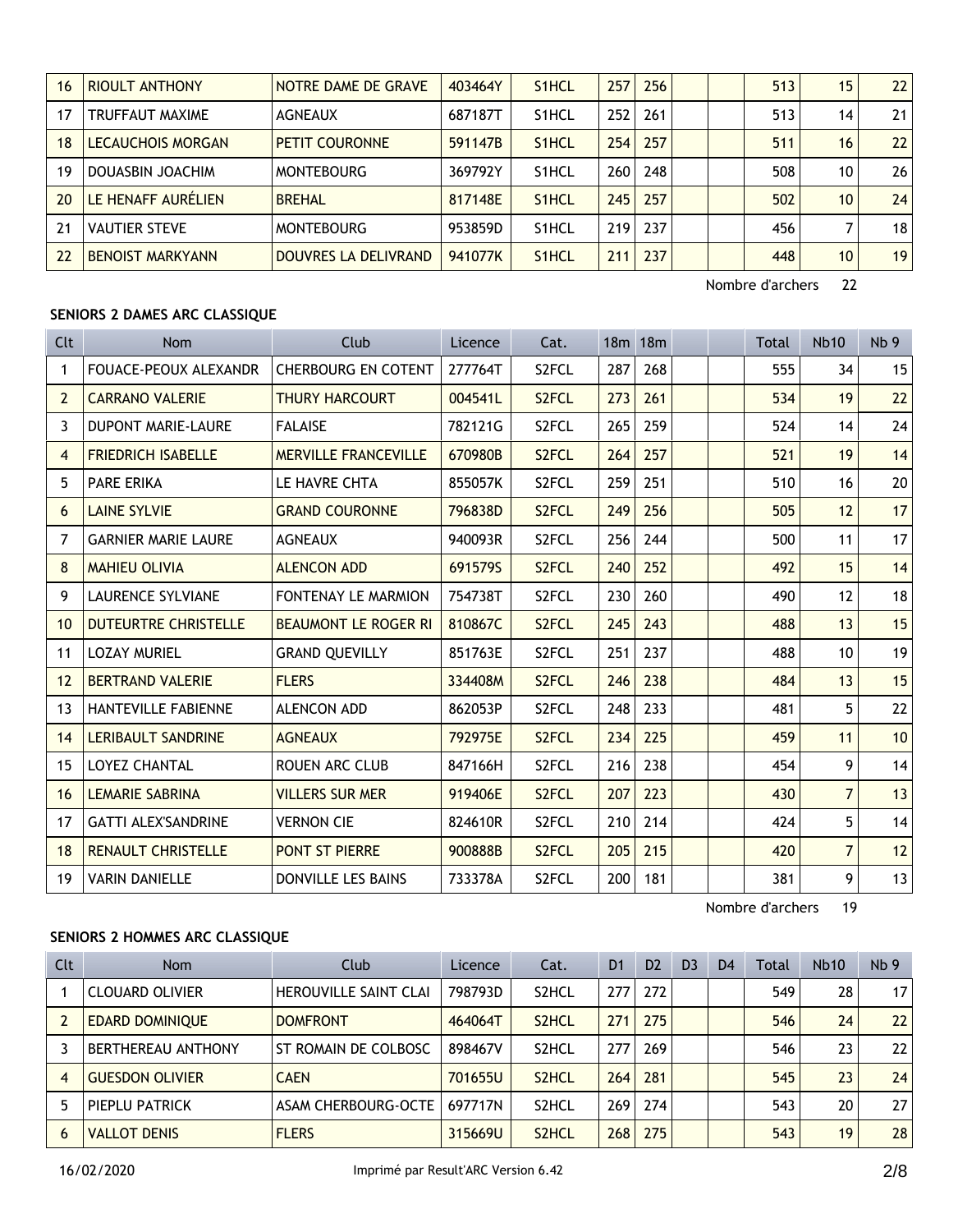| 16 | RIOULT ANTHONY | NOTRE DAME DE GRAVE | 403464Y | S1HCL | 257 | 256 | | | 513 | 15 | 22 |
|---|---|---|---|---|---|---|---|---|---|---|---|
| 17 | TRUFFAUT MAXIME | AGNEAUX | 687187T | S1HCL | 252 | 261 | | | 513 | 14 | 21 |
| 18 | LECAUCHOIS MORGAN | PETIT COURONNE | 591147B | S1HCL | 254 | 257 | | | 511 | 16 | 22 |
| 19 | DOUASBIN JOACHIM | MONTEBOURG | 369792Y | S1HCL | 260 | 248 | | | 508 | 10 | 26 |
| 20 | LE HENAFF AURÉLIEN | BREHAL | 817148E | S1HCL | 245 | 257 | | | 502 | 10 | 24 |
| 21 | VAUTIER STEVE | MONTEBOURG | 953859D | S1HCL | 219 | 237 | | | 456 | 7 | 18 |
| 22 | BENOIST MARKYANN | DOUVRES LA DELIVRAND | 941077K | S1HCL | 211 | 237 | | | 448 | 10 | 19 |

Nombre d'archers 22

**SENIORS 2 DAMES ARC CLASSIQUE**

| Clt | Nom | Club | Licence | Cat. | 18m | 18m | | | Total | Nb10 | Nb 9 |
|---|---|---|---|---|---|---|---|---|---|---|---|
| 1 | FOUACE-PEOUX ALEXANDR | CHERBOURG EN COTENT | 277764T | S2FCL | 287 | 268 | | | 555 | 34 | 15 |
| 2 | CARRANO VALERIE | THURY HARCOURT | 004541L | S2FCL | 273 | 261 | | | 534 | 19 | 22 |
| 3 | DUPONT MARIE-LAURE | FALAISE | 782121G | S2FCL | 265 | 259 | | | 524 | 14 | 24 |
| 4 | FRIEDRICH ISABELLE | MERVILLE FRANCEVILLE | 670980B | S2FCL | 264 | 257 | | | 521 | 19 | 14 |
| 5 | PARE ERIKA | LE HAVRE CHTA | 855057K | S2FCL | 259 | 251 | | | 510 | 16 | 20 |
| 6 | LAINE SYLVIE | GRAND COURONNE | 796838D | S2FCL | 249 | 256 | | | 505 | 12 | 17 |
| 7 | GARNIER MARIE LAURE | AGNEAUX | 940093R | S2FCL | 256 | 244 | | | 500 | 11 | 17 |
| 8 | MAHIEU OLIVIA | ALENCON ADD | 691579S | S2FCL | 240 | 252 | | | 492 | 15 | 14 |
| 9 | LAURENCE SYLVIANE | FONTENAY LE MARMION | 754738T | S2FCL | 230 | 260 | | | 490 | 12 | 18 |
| 10 | DUTEURTRE CHRISTELLE | BEAUMONT LE ROGER RI | 810867C | S2FCL | 245 | 243 | | | 488 | 13 | 15 |
| 11 | LOZAY MURIEL | GRAND QUEVILLY | 851763E | S2FCL | 251 | 237 | | | 488 | 10 | 19 |
| 12 | BERTRAND VALERIE | FLERS | 334408M | S2FCL | 246 | 238 | | | 484 | 13 | 15 |
| 13 | HANTEVILLE FABIENNE | ALENCON ADD | 862053P | S2FCL | 248 | 233 | | | 481 | 5 | 22 |
| 14 | LERIBAULT SANDRINE | AGNEAUX | 792975E | S2FCL | 234 | 225 | | | 459 | 11 | 10 |
| 15 | LOYEZ CHANTAL | ROUEN ARC CLUB | 847166H | S2FCL | 216 | 238 | | | 454 | 9 | 14 |
| 16 | LEMARIE SABRINA | VILLERS SUR MER | 919406E | S2FCL | 207 | 223 | | | 430 | 7 | 13 |
| 17 | GATTI ALEX'SANDRINE | VERNON CIE | 824610R | S2FCL | 210 | 214 | | | 424 | 5 | 14 |
| 18 | RENAULT CHRISTELLE | PONT ST PIERRE | 900888B | S2FCL | 205 | 215 | | | 420 | 7 | 12 |
| 19 | VARIN DANIELLE | DONVILLE LES BAINS | 733378A | S2FCL | 200 | 181 | | | 381 | 9 | 13 |

Nombre d'archers 19

**SENIORS 2 HOMMES ARC CLASSIQUE**

| Clt | Nom | Club | Licence | Cat. | D1 | D2 | D3 | D4 | Total | Nb10 | Nb 9 |
|---|---|---|---|---|---|---|---|---|---|---|---|
| 1 | CLOUARD OLIVIER | HEROUVILLE SAINT CLAI | 798793D | S2HCL | 277 | 272 | | | 549 | 28 | 17 |
| 2 | EDARD DOMINIQUE | DOMFRONT | 464064T | S2HCL | 271 | 275 | | | 546 | 24 | 22 |
| 3 | BERTHEREAU ANTHONY | ST ROMAIN DE COLBOSC | 898467V | S2HCL | 277 | 269 | | | 546 | 23 | 22 |
| 4 | GUESDON OLIVIER | CAEN | 701655U | S2HCL | 264 | 281 | | | 545 | 23 | 24 |
| 5 | PIEPLU PATRICK | ASAM CHERBOURG-OCTE | 697717N | S2HCL | 269 | 274 | | | 543 | 20 | 27 |
| 6 | VALLOT DENIS | FLERS | 315669U | S2HCL | 268 | 275 | | | 543 | 19 | 28 |

16/02/2020 Imprimé par Result'ARC Version 6.42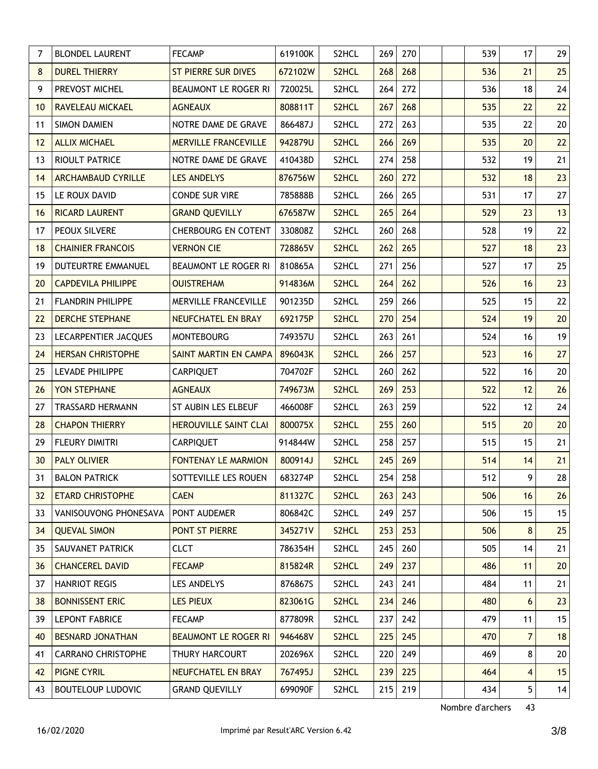| | | | | | | | | | | | |
|---|---|---|---|---|---|---|---|---|---|---|---|
| 7 | BLONDEL LAURENT | FECAMP | 619100K | S2HCL | 269 | 270 | | | 539 | 17 | 29 |
| 8 | DUREL THIERRY | ST PIERRE SUR DIVES | 672102W | S2HCL | 268 | 268 | | | 536 | 21 | 25 |
| 9 | PREVOST MICHEL | BEAUMONT LE ROGER RI | 720025L | S2HCL | 264 | 272 | | | 536 | 18 | 24 |
| 10 | RAVELEAU MICKAEL | AGNEAUX | 808811T | S2HCL | 267 | 268 | | | 535 | 22 | 22 |
| 11 | SIMON DAMIEN | NOTRE DAME DE GRAVE | 866487J | S2HCL | 272 | 263 | | | 535 | 22 | 20 |
| 12 | ALLIX MICHAEL | MERVILLE FRANCEVILLE | 942879U | S2HCL | 266 | 269 | | | 535 | 20 | 22 |
| 13 | RIOULT PATRICE | NOTRE DAME DE GRAVE | 410438D | S2HCL | 274 | 258 | | | 532 | 19 | 21 |
| 14 | ARCHAMBAUD CYRILLE | LES ANDELYS | 876756W | S2HCL | 260 | 272 | | | 532 | 18 | 23 |
| 15 | LE ROUX DAVID | CONDE SUR VIRE | 785888B | S2HCL | 266 | 265 | | | 531 | 17 | 27 |
| 16 | RICARD LAURENT | GRAND QUEVILLY | 676587W | S2HCL | 265 | 264 | | | 529 | 23 | 13 |
| 17 | PEOUX SILVERE | CHERBOURG EN COTENT | 330808Z | S2HCL | 260 | 268 | | | 528 | 19 | 22 |
| 18 | CHAINIER FRANCOIS | VERNON CIE | 728865V | S2HCL | 262 | 265 | | | 527 | 18 | 23 |
| 19 | DUTEURTRE EMMANUEL | BEAUMONT LE ROGER RI | 810865A | S2HCL | 271 | 256 | | | 527 | 17 | 25 |
| 20 | CAPDEVILA PHILIPPE | OUISTREHAM | 914836M | S2HCL | 264 | 262 | | | 526 | 16 | 23 |
| 21 | FLANDRIN PHILIPPE | MERVILLE FRANCEVILLE | 901235D | S2HCL | 259 | 266 | | | 525 | 15 | 22 |
| 22 | DERCHE STEPHANE | NEUFCHATEL EN BRAY | 692175P | S2HCL | 270 | 254 | | | 524 | 19 | 20 |
| 23 | LECARPENTIER JACQUES | MONTEBOURG | 749357U | S2HCL | 263 | 261 | | | 524 | 16 | 19 |
| 24 | HERSAN CHRISTOPHE | SAINT MARTIN EN CAMPA | 896043K | S2HCL | 266 | 257 | | | 523 | 16 | 27 |
| 25 | LEVADE PHILIPPE | CARPIQUET | 704702F | S2HCL | 260 | 262 | | | 522 | 16 | 20 |
| 26 | YON STEPHANE | AGNEAUX | 749673M | S2HCL | 269 | 253 | | | 522 | 12 | 26 |
| 27 | TRASSARD HERMANN | ST AUBIN LES ELBEUF | 466008F | S2HCL | 263 | 259 | | | 522 | 12 | 24 |
| 28 | CHAPON THIERRY | HEROUVILLE SAINT CLAI | 800075X | S2HCL | 255 | 260 | | | 515 | 20 | 20 |
| 29 | FLEURY DIMITRI | CARPIQUET | 914844W | S2HCL | 258 | 257 | | | 515 | 15 | 21 |
| 30 | PALY OLIVIER | FONTENAY LE MARMION | 800914J | S2HCL | 245 | 269 | | | 514 | 14 | 21 |
| 31 | BALON PATRICK | SOTTEVILLE LES ROUEN | 683274P | S2HCL | 254 | 258 | | | 512 | 9 | 28 |
| 32 | ETARD CHRISTOPHE | CAEN | 811327C | S2HCL | 263 | 243 | | | 506 | 16 | 26 |
| 33 | VANISOUVONG PHONESAVA | PONT AUDEMER | 806842C | S2HCL | 249 | 257 | | | 506 | 15 | 15 |
| 34 | QUEVAL SIMON | PONT ST PIERRE | 345271V | S2HCL | 253 | 253 | | | 506 | 8 | 25 |
| 35 | SAUVANET PATRICK | CLCT | 786354H | S2HCL | 245 | 260 | | | 505 | 14 | 21 |
| 36 | CHANCEREL DAVID | FECAMP | 815824R | S2HCL | 249 | 237 | | | 486 | 11 | 20 |
| 37 | HANRIOT REGIS | LES ANDELYS | 876867S | S2HCL | 243 | 241 | | | 484 | 11 | 21 |
| 38 | BONNISSENT ERIC | LES PIEUX | 823061G | S2HCL | 234 | 246 | | | 480 | 6 | 23 |
| 39 | LEPONT FABRICE | FECAMP | 877809R | S2HCL | 237 | 242 | | | 479 | 11 | 15 |
| 40 | BESNARD JONATHAN | BEAUMONT LE ROGER RI | 946468V | S2HCL | 225 | 245 | | | 470 | 7 | 18 |
| 41 | CARRANO CHRISTOPHE | THURY HARCOURT | 202696X | S2HCL | 220 | 249 | | | 469 | 8 | 20 |
| 42 | PIGNE CYRIL | NEUFCHATEL EN BRAY | 767495J | S2HCL | 239 | 225 | | | 464 | 4 | 15 |
| 43 | BOUTELOUP LUDOVIC | GRAND QUEVILLY | 699090F | S2HCL | 215 | 219 | | | 434 | 5 | 14 |

Nombre d'archers 43

16/02/2020 Imprimé par Result'ARC Version 6.42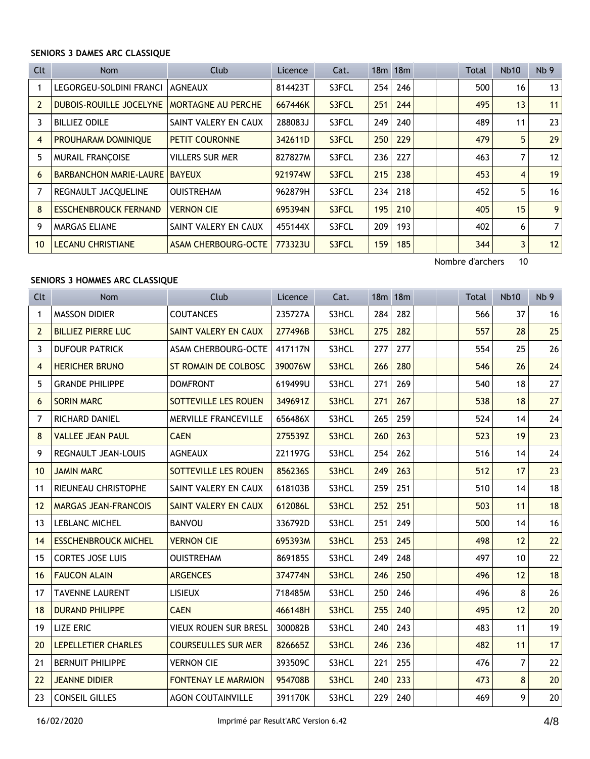### SENIORS 3 DAMES ARC CLASSIQUE

| Clt | Nom | Club | Licence | Cat. | 18m | 18m | | | Total | Nb10 | Nb 9 |
|---|---|---|---|---|---|---|---|---|---|---|---|
| 1 | LEGORGEU-SOLDINI FRANCI | AGNEAUX | 814423T | S3FCL | 254 | 246 | | | 500 | 16 | 13 |
| 2 | DUBOIS-ROUILLE JOCELYNE | MORTAGNE AU PERCHE | 667446K | S3FCL | 251 | 244 | | | 495 | 13 | 11 |
| 3 | BILLIEZ ODILE | SAINT VALERY EN CAUX | 288083J | S3FCL | 249 | 240 | | | 489 | 11 | 23 |
| 4 | PROUHARAM DOMINIQUE | PETIT COURONNE | 342611D | S3FCL | 250 | 229 | | | 479 | 5 | 29 |
| 5 | MURAIL FRANÇOISE | VILLERS SUR MER | 827827M | S3FCL | 236 | 227 | | | 463 | 7 | 12 |
| 6 | BARBANCHON MARIE-LAURE | BAYEUX | 921974W | S3FCL | 215 | 238 | | | 453 | 4 | 19 |
| 7 | REGNAULT JACQUELINE | OUISTREHAM | 962879H | S3FCL | 234 | 218 | | | 452 | 5 | 16 |
| 8 | ESSCHENBROUCK FERNAND | VERNON CIE | 695394N | S3FCL | 195 | 210 | | | 405 | 15 | 9 |
| 9 | MARGAS ELIANE | SAINT VALERY EN CAUX | 455144X | S3FCL | 209 | 193 | | | 402 | 6 | 7 |
| 10 | LECANU CHRISTIANE | ASAM CHERBOURG-OCTE | 773323U | S3FCL | 159 | 185 | | | 344 | 3 | 12 |

Nombre d'archers 10

### SENIORS 3 HOMMES ARC CLASSIQUE

| Clt | Nom | Club | Licence | Cat. | 18m | 18m | | | Total | Nb10 | Nb 9 |
|---|---|---|---|---|---|---|---|---|---|---|---|
| 1 | MASSON DIDIER | COUTANCES | 235727A | S3HCL | 284 | 282 | | | 566 | 37 | 16 |
| 2 | BILLIEZ PIERRE LUC | SAINT VALERY EN CAUX | 277496B | S3HCL | 275 | 282 | | | 557 | 28 | 25 |
| 3 | DUFOUR PATRICK | ASAM CHERBOURG-OCTE | 417117N | S3HCL | 277 | 277 | | | 554 | 25 | 26 |
| 4 | HERICHER BRUNO | ST ROMAIN DE COLBOSC | 390076W | S3HCL | 266 | 280 | | | 546 | 26 | 24 |
| 5 | GRANDE PHILIPPE | DOMFRONT | 619499U | S3HCL | 271 | 269 | | | 540 | 18 | 27 |
| 6 | SORIN MARC | SOTTEVILLE LES ROUEN | 349691Z | S3HCL | 271 | 267 | | | 538 | 18 | 27 |
| 7 | RICHARD DANIEL | MERVILLE FRANCEVILLE | 656486X | S3HCL | 265 | 259 | | | 524 | 14 | 24 |
| 8 | VALLEE JEAN PAUL | CAEN | 275539Z | S3HCL | 260 | 263 | | | 523 | 19 | 23 |
| 9 | REGNAULT JEAN-LOUIS | AGNEAUX | 221197G | S3HCL | 254 | 262 | | | 516 | 14 | 24 |
| 10 | JAMIN MARC | SOTTEVILLE LES ROUEN | 856236S | S3HCL | 249 | 263 | | | 512 | 17 | 23 |
| 11 | RIEUNEAU CHRISTOPHE | SAINT VALERY EN CAUX | 618103B | S3HCL | 259 | 251 | | | 510 | 14 | 18 |
| 12 | MARGAS JEAN-FRANCOIS | SAINT VALERY EN CAUX | 612086L | S3HCL | 252 | 251 | | | 503 | 11 | 18 |
| 13 | LEBLANC MICHEL | BANVOU | 336792D | S3HCL | 251 | 249 | | | 500 | 14 | 16 |
| 14 | ESSCHENBROUCK MICHEL | VERNON CIE | 695393M | S3HCL | 253 | 245 | | | 498 | 12 | 22 |
| 15 | CORTES JOSE LUIS | OUISTREHAM | 869185S | S3HCL | 249 | 248 | | | 497 | 10 | 22 |
| 16 | FAUCON ALAIN | ARGENCES | 374774N | S3HCL | 246 | 250 | | | 496 | 12 | 18 |
| 17 | TAVENNE LAURENT | LISIEUX | 718485M | S3HCL | 250 | 246 | | | 496 | 8 | 26 |
| 18 | DURAND PHILIPPE | CAEN | 466148H | S3HCL | 255 | 240 | | | 495 | 12 | 20 |
| 19 | LIZE ERIC | VIEUX ROUEN SUR BRESL | 300082B | S3HCL | 240 | 243 | | | 483 | 11 | 19 |
| 20 | LEPELLETIER CHARLES | COURSEULLES SUR MER | 826665Z | S3HCL | 246 | 236 | | | 482 | 11 | 17 |
| 21 | BERNUIT PHILIPPE | VERNON CIE | 393509C | S3HCL | 221 | 255 | | | 476 | 7 | 22 |
| 22 | JEANNE DIDIER | FONTENAY LE MARMION | 954708B | S3HCL | 240 | 233 | | | 473 | 8 | 20 |
| 23 | CONSEIL GILLES | AGON COUTAINVILLE | 391170K | S3HCL | 229 | 240 | | | 469 | 9 | 20 |

16/02/2020 Imprimé par Result'ARC Version 6.42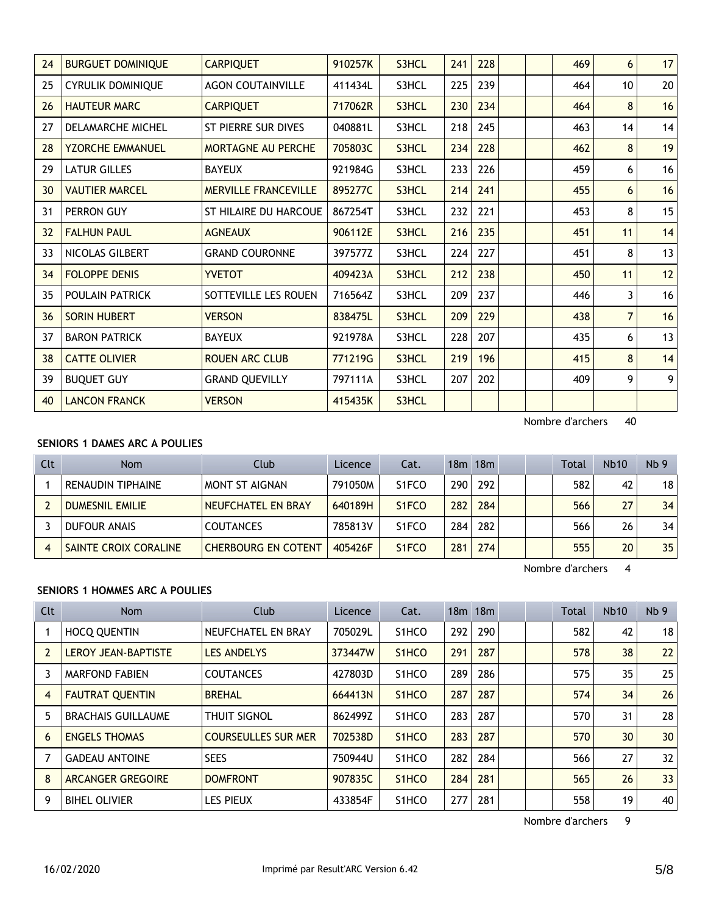| Clt | Nom | Club | Licence | Cat. | 18m | 18m | | | Total | Nb10 | Nb 9 |
|---|---|---|---|---|---|---|---|---|---|---|---|
| 24 | BURGUET DOMINIQUE | CARPIQUET | 910257K | S3HCL | 241 | 228 | | | 469 | 6 | 17 |
| 25 | CYRULIK DOMINIQUE | AGON COUTAINVILLE | 411434L | S3HCL | 225 | 239 | | | 464 | 10 | 20 |
| 26 | HAUTEUR MARC | CARPIQUET | 717062R | S3HCL | 230 | 234 | | | 464 | 8 | 16 |
| 27 | DELAMARCHE MICHEL | ST PIERRE SUR DIVES | 040881L | S3HCL | 218 | 245 | | | 463 | 14 | 14 |
| 28 | YZORCHE EMMANUEL | MORTAGNE AU PERCHE | 705803C | S3HCL | 234 | 228 | | | 462 | 8 | 19 |
| 29 | LATUR GILLES | BAYEUX | 921984G | S3HCL | 233 | 226 | | | 459 | 6 | 16 |
| 30 | VAUTIER MARCEL | MERVILLE FRANCEVILLE | 895277C | S3HCL | 214 | 241 | | | 455 | 6 | 16 |
| 31 | PERRON GUY | ST HILAIRE DU HARCOUE | 867254T | S3HCL | 232 | 221 | | | 453 | 8 | 15 |
| 32 | FALHUN PAUL | AGNEAUX | 906112E | S3HCL | 216 | 235 | | | 451 | 11 | 14 |
| 33 | NICOLAS GILBERT | GRAND COURONNE | 397577Z | S3HCL | 224 | 227 | | | 451 | 8 | 13 |
| 34 | FOLOPPE DENIS | YVETOT | 409423A | S3HCL | 212 | 238 | | | 450 | 11 | 12 |
| 35 | POULAIN PATRICK | SOTTEVILLE LES ROUEN | 716564Z | S3HCL | 209 | 237 | | | 446 | 3 | 16 |
| 36 | SORIN HUBERT | VERSON | 838475L | S3HCL | 209 | 229 | | | 438 | 7 | 16 |
| 37 | BARON PATRICK | BAYEUX | 921978A | S3HCL | 228 | 207 | | | 435 | 6 | 13 |
| 38 | CATTE OLIVIER | ROUEN ARC CLUB | 771219G | S3HCL | 219 | 196 | | | 415 | 8 | 14 |
| 39 | BUQUET GUY | GRAND QUEVILLY | 797111A | S3HCL | 207 | 202 | | | 409 | 9 | 9 |
| 40 | LANCON FRANCK | VERSON | 415435K | S3HCL | | | | | | | |

Nombre d'archers 40

**SENIORS 1 DAMES ARC A POULIES**

| Clt | Nom | Club | Licence | Cat. | 18m | 18m | | | Total | Nb10 | Nb 9 |
|---|---|---|---|---|---|---|---|---|---|---|---|
| 1 | RENAUDIN TIPHAINE | MONT ST AIGNAN | 791050M | S1FCO | 290 | 292 | | | 582 | 42 | 18 |
| 2 | DUMESNIL EMILIE | NEUFCHATEL EN BRAY | 640189H | S1FCO | 282 | 284 | | | 566 | 27 | 34 |
| 3 | DUFOUR ANAIS | COUTANCES | 785813V | S1FCO | 284 | 282 | | | 566 | 26 | 34 |
| 4 | SAINTE CROIX CORALINE | CHERBOURG EN COTENT | 405426F | S1FCO | 281 | 274 | | | 555 | 20 | 35 |

Nombre d'archers 4

**SENIORS 1 HOMMES ARC A POULIES**

| Clt | Nom | Club | Licence | Cat. | 18m | 18m | | | Total | Nb10 | Nb 9 |
|---|---|---|---|---|---|---|---|---|---|---|---|
| 1 | HOCQ QUENTIN | NEUFCHATEL EN BRAY | 705029L | S1HCO | 292 | 290 | | | 582 | 42 | 18 |
| 2 | LEROY JEAN-BAPTISTE | LES ANDELYS | 373447W | S1HCO | 291 | 287 | | | 578 | 38 | 22 |
| 3 | MARFOND FABIEN | COUTANCES | 427803D | S1HCO | 289 | 286 | | | 575 | 35 | 25 |
| 4 | FAUTRAT QUENTIN | BREHAL | 664413N | S1HCO | 287 | 287 | | | 574 | 34 | 26 |
| 5 | BRACHAIS GUILLAUME | THUIT SIGNOL | 862499Z | S1HCO | 283 | 287 | | | 570 | 31 | 28 |
| 6 | ENGELS THOMAS | COURSEULLES SUR MER | 702538D | S1HCO | 283 | 287 | | | 570 | 30 | 30 |
| 7 | GADEAU ANTOINE | SEES | 750944U | S1HCO | 282 | 284 | | | 566 | 27 | 32 |
| 8 | ARCANGER GREGOIRE | DOMFRONT | 907835C | S1HCO | 284 | 281 | | | 565 | 26 | 33 |
| 9 | BIHEL OLIVIER | LES PIEUX | 433854F | S1HCO | 277 | 281 | | | 558 | 19 | 40 |

Nombre d'archers 9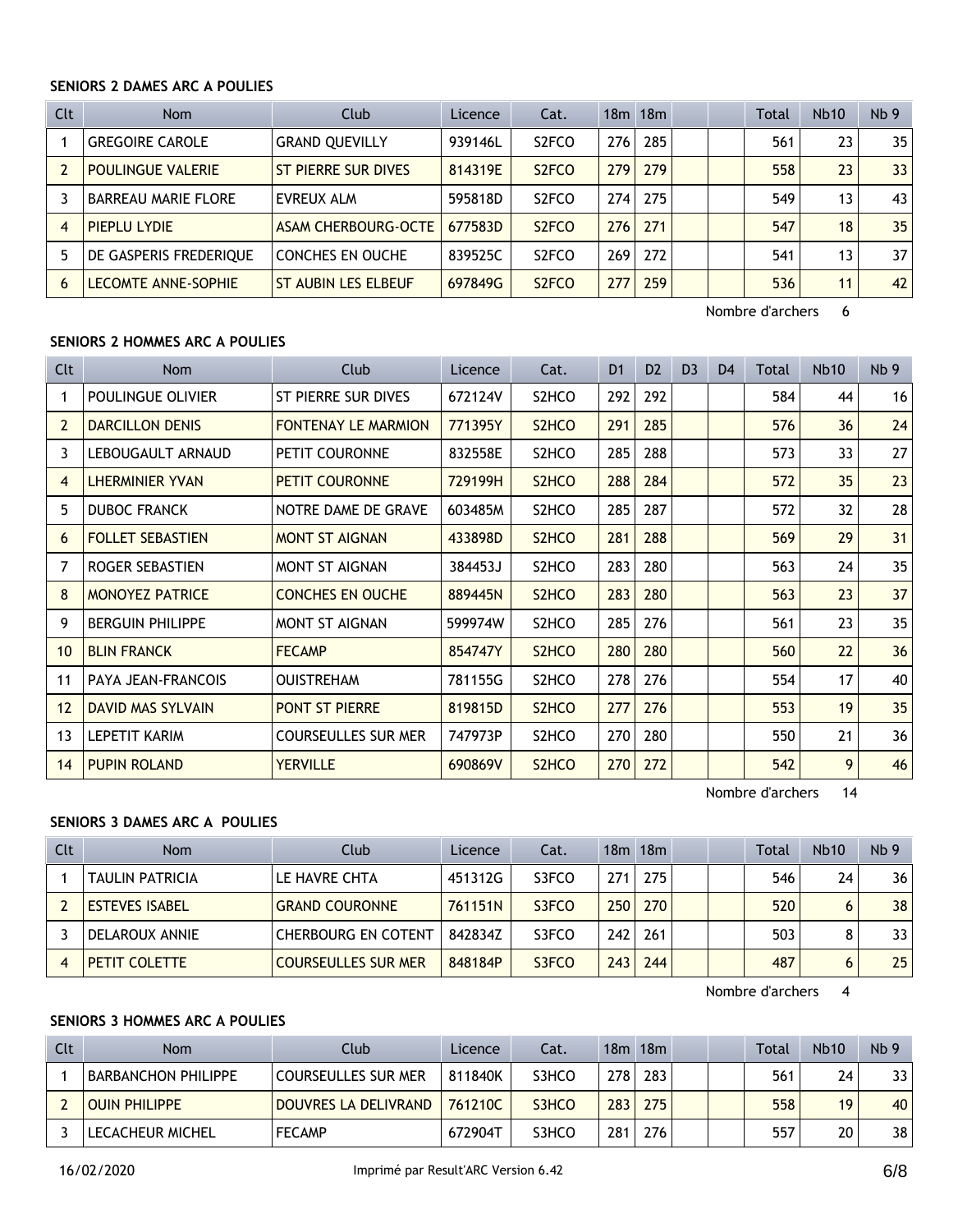**SENIORS 2 DAMES ARC A POULIES**

| Clt | Nom | Club | Licence | Cat. | 18m | 18m | | | Total | Nb10 | Nb 9 |
|---|---|---|---|---|---|---|---|---|---|---|---|
| 1 | GREGOIRE CAROLE | GRAND QUEVILLY | 939146L | S2FCO | 276 | 285 | | | 561 | 23 | 35 |
| 2 | POULINGUE VALERIE | ST PIERRE SUR DIVES | 814319E | S2FCO | 279 | 279 | | | 558 | 23 | 33 |
| 3 | BARREAU MARIE FLORE | EVREUX ALM | 595818D | S2FCO | 274 | 275 | | | 549 | 13 | 43 |
| 4 | PIEPLU LYDIE | ASAM CHERBOURG-OCTE | 677583D | S2FCO | 276 | 271 | | | 547 | 18 | 35 |
| 5 | DE GASPERIS FREDERIQUE | CONCHES EN OUCHE | 839525C | S2FCO | 269 | 272 | | | 541 | 13 | 37 |
| 6 | LECOMTE ANNE-SOPHIE | ST AUBIN LES ELBEUF | 697849G | S2FCO | 277 | 259 | | | 536 | 11 | 42 |

Nombre d'archers 6

**SENIORS 2 HOMMES ARC A POULIES**

| Clt | Nom | Club | Licence | Cat. | D1 | D2 | D3 | D4 | Total | Nb10 | Nb 9 |
|---|---|---|---|---|---|---|---|---|---|---|---|
| 1 | POULINGUE OLIVIER | ST PIERRE SUR DIVES | 672124V | S2HCO | 292 | 292 | | | 584 | 44 | 16 |
| 2 | DARCILLON DENIS | FONTENAY LE MARMION | 771395Y | S2HCO | 291 | 285 | | | 576 | 36 | 24 |
| 3 | LEBOUGAULT ARNAUD | PETIT COURONNE | 832558E | S2HCO | 285 | 288 | | | 573 | 33 | 27 |
| 4 | LHERMINIER YVAN | PETIT COURONNE | 729199H | S2HCO | 288 | 284 | | | 572 | 35 | 23 |
| 5 | DUBOC FRANCK | NOTRE DAME DE GRAVE | 603485M | S2HCO | 285 | 287 | | | 572 | 32 | 28 |
| 6 | FOLLET SEBASTIEN | MONT ST AIGNAN | 433898D | S2HCO | 281 | 288 | | | 569 | 29 | 31 |
| 7 | ROGER SEBASTIEN | MONT ST AIGNAN | 384453J | S2HCO | 283 | 280 | | | 563 | 24 | 35 |
| 8 | MONOYEZ PATRICE | CONCHES EN OUCHE | 889445N | S2HCO | 283 | 280 | | | 563 | 23 | 37 |
| 9 | BERGUIN PHILIPPE | MONT ST AIGNAN | 599974W | S2HCO | 285 | 276 | | | 561 | 23 | 35 |
| 10 | BLIN FRANCK | FECAMP | 854747Y | S2HCO | 280 | 280 | | | 560 | 22 | 36 |
| 11 | PAYA JEAN-FRANCOIS | OUISTREHAM | 781155G | S2HCO | 278 | 276 | | | 554 | 17 | 40 |
| 12 | DAVID MAS SYLVAIN | PONT ST PIERRE | 819815D | S2HCO | 277 | 276 | | | 553 | 19 | 35 |
| 13 | LEPETIT KARIM | COURSEULLES SUR MER | 747973P | S2HCO | 270 | 280 | | | 550 | 21 | 36 |
| 14 | PUPIN ROLAND | YERVILLE | 690869V | S2HCO | 270 | 272 | | | 542 | 9 | 46 |

Nombre d'archers 14

**SENIORS 3 DAMES ARC A POULIES**

| Clt | Nom | Club | Licence | Cat. | 18m | 18m | | | Total | Nb10 | Nb 9 |
|---|---|---|---|---|---|---|---|---|---|---|---|
| 1 | TAULIN PATRICIA | LE HAVRE CHTA | 451312G | S3FCO | 271 | 275 | | | 546 | 24 | 36 |
| 2 | ESTEVES ISABEL | GRAND COURONNE | 761151N | S3FCO | 250 | 270 | | | 520 | 6 | 38 |
| 3 | DELAROUX ANNIE | CHERBOURG EN COTENT | 842834Z | S3FCO | 242 | 261 | | | 503 | 8 | 33 |
| 4 | PETIT COLETTE | COURSEULLES SUR MER | 848184P | S3FCO | 243 | 244 | | | 487 | 6 | 25 |

Nombre d'archers 4

**SENIORS 3 HOMMES ARC A POULIES**

| Clt | Nom | Club | Licence | Cat. | 18m | 18m | | | Total | Nb10 | Nb 9 |
|---|---|---|---|---|---|---|---|---|---|---|---|
| 1 | BARBANCHON PHILIPPE | COURSEULLES SUR MER | 811840K | S3HCO | 278 | 283 | | | 561 | 24 | 33 |
| 2 | OUIN PHILIPPE | DOUVRES LA DELIVRAND | 761210C | S3HCO | 283 | 275 | | | 558 | 19 | 40 |
| 3 | LECACHEUR MICHEL | FECAMP | 672904T | S3HCO | 281 | 276 | | | 557 | 20 | 38 |

16/02/2020 Imprimé par Result'ARC Version 6.42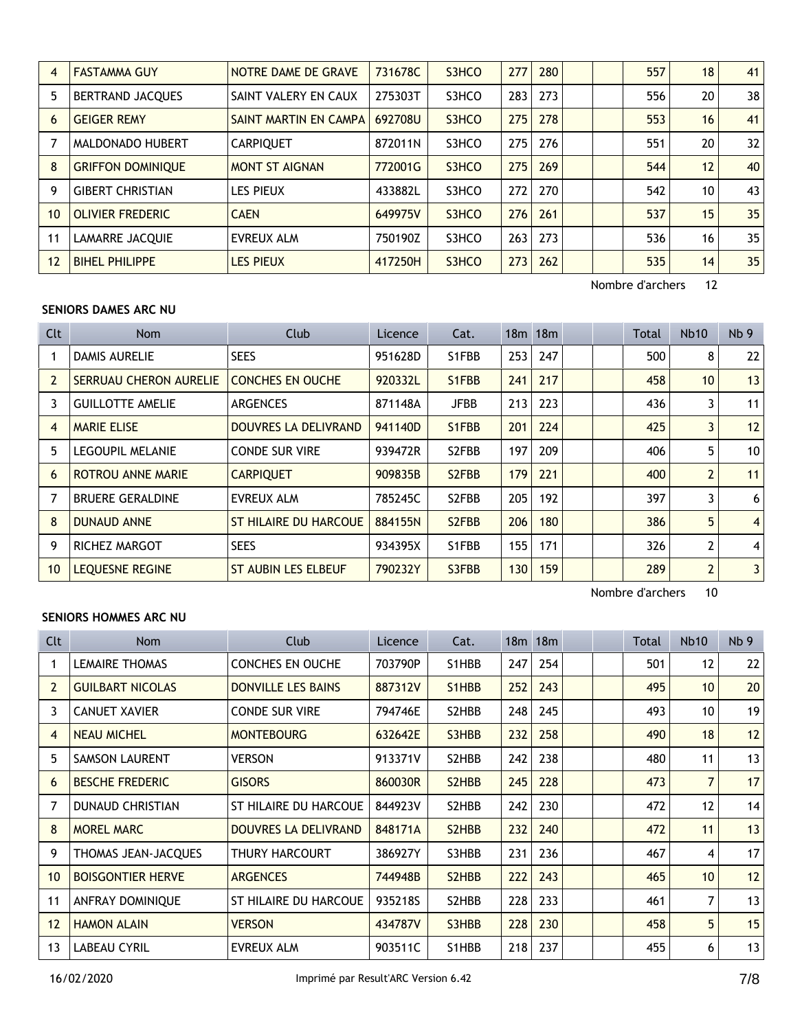| 4 | FASTAMMA GUY | NOTRE DAME DE GRAVE | 731678C | S3HCO | 277 | 280 | | | 557 | 18 | 41 |
|---|---|---|---|---|---|---|---|---|---|---|---|
| 5 | BERTRAND JACQUES | SAINT VALERY EN CAUX | 275303T | S3HCO | 283 | 273 | | | 556 | 20 | 38 |
| 6 | GEIGER REMY | SAINT MARTIN EN CAMPA | 692708U | S3HCO | 275 | 278 | | | 553 | 16 | 41 |
| 7 | MALDONADO HUBERT | CARPIQUET | 872011N | S3HCO | 275 | 276 | | | 551 | 20 | 32 |
| 8 | GRIFFON DOMINIQUE | MONT ST AIGNAN | 772001G | S3HCO | 275 | 269 | | | 544 | 12 | 40 |
| 9 | GIBERT CHRISTIAN | LES PIEUX | 433882L | S3HCO | 272 | 270 | | | 542 | 10 | 43 |
| 10 | OLIVIER FREDERIC | CAEN | 649975V | S3HCO | 276 | 261 | | | 537 | 15 | 35 |
| 11 | LAMARRE JACQUIE | EVREUX ALM | 750190Z | S3HCO | 263 | 273 | | | 536 | 16 | 35 |
| 12 | BIHEL PHILIPPE | LES PIEUX | 417250H | S3HCO | 273 | 262 | | | 535 | 14 | 35 |

Nombre d'archers 12

**SENIORS DAMES ARC NU**

| Clt | Nom | Club | Licence | Cat. | 18m | 18m | | | Total | Nb10 | Nb 9 |
|---|---|---|---|---|---|---|---|---|---|---|---|
| 1 | DAMIS AURELIE | SEES | 951628D | S1FBB | 253 | 247 | | | 500 | 8 | 22 |
| 2 | SERRUAU CHERON AURELIE | CONCHES EN OUCHE | 920332L | S1FBB | 241 | 217 | | | 458 | 10 | 13 |
| 3 | GUILLOTTE AMELIE | ARGENCES | 871148A | JFBB | 213 | 223 | | | 436 | 3 | 11 |
| 4 | MARIE ELISE | DOUVRES LA DELIVRAND | 941140D | S1FBB | 201 | 224 | | | 425 | 3 | 12 |
| 5 | LEGOUPIL MELANIE | CONDE SUR VIRE | 939472R | S2FBB | 197 | 209 | | | 406 | 5 | 10 |
| 6 | ROTROU ANNE MARIE | CARPIQUET | 909835B | S2FBB | 179 | 221 | | | 400 | 2 | 11 |
| 7 | BRUERE GERALDINE | EVREUX ALM | 785245C | S2FBB | 205 | 192 | | | 397 | 3 | 6 |
| 8 | DUNAUD ANNE | ST HILAIRE DU HARCOUE | 884155N | S2FBB | 206 | 180 | | | 386 | 5 | 4 |
| 9 | RICHEZ MARGOT | SEES | 934395X | S1FBB | 155 | 171 | | | 326 | 2 | 4 |
| 10 | LEQUESNE REGINE | ST AUBIN LES ELBEUF | 790232Y | S3FBB | 130 | 159 | | | 289 | 2 | 3 |

Nombre d'archers 10

**SENIORS HOMMES ARC NU**

| Clt | Nom | Club | Licence | Cat. | 18m | 18m | | | Total | Nb10 | Nb 9 |
|---|---|---|---|---|---|---|---|---|---|---|---|
| 1 | LEMAIRE THOMAS | CONCHES EN OUCHE | 703790P | S1HBB | 247 | 254 | | | 501 | 12 | 22 |
| 2 | GUILBART NICOLAS | DONVILLE LES BAINS | 887312V | S1HBB | 252 | 243 | | | 495 | 10 | 20 |
| 3 | CANUET XAVIER | CONDE SUR VIRE | 794746E | S2HBB | 248 | 245 | | | 493 | 10 | 19 |
| 4 | NEAU MICHEL | MONTEBOURG | 632642E | S3HBB | 232 | 258 | | | 490 | 18 | 12 |
| 5 | SAMSON LAURENT | VERSON | 913371V | S2HBB | 242 | 238 | | | 480 | 11 | 13 |
| 6 | BESCHE FREDERIC | GISORS | 860030R | S2HBB | 245 | 228 | | | 473 | 7 | 17 |
| 7 | DUNAUD CHRISTIAN | ST HILAIRE DU HARCOUE | 844923V | S2HBB | 242 | 230 | | | 472 | 12 | 14 |
| 8 | MOREL MARC | DOUVRES LA DELIVRAND | 848171A | S2HBB | 232 | 240 | | | 472 | 11 | 13 |
| 9 | THOMAS JEAN-JACQUES | THURY HARCOURT | 386927Y | S3HBB | 231 | 236 | | | 467 | 4 | 17 |
| 10 | BOISGONTIER HERVE | ARGENCES | 744948B | S2HBB | 222 | 243 | | | 465 | 10 | 12 |
| 11 | ANFRAY DOMINIQUE | ST HILAIRE DU HARCOUE | 935218S | S2HBB | 228 | 233 | | | 461 | 7 | 13 |
| 12 | HAMON ALAIN | VERSON | 434787V | S3HBB | 228 | 230 | | | 458 | 5 | 15 |
| 13 | LABEAU CYRIL | EVREUX ALM | 903511C | S1HBB | 218 | 237 | | | 455 | 6 | 13 |

16/02/2020 Imprimé par Result'ARC Version 6.42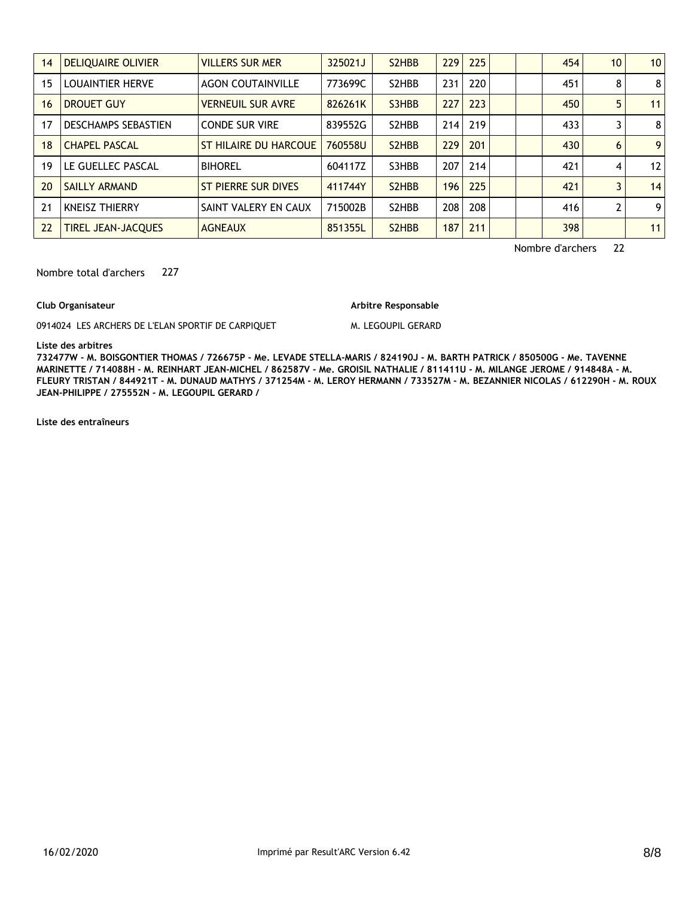| | | | | | | | | | | | |
|---|---|---|---|---|---|---|---|---|---|---|---|
| 14 | DELIQUAIRE OLIVIER | VILLERS SUR MER | 325021J | S2HBB | 229 | 225 | | | 454 | 10 | 10 |
| 15 | LOUAINTIER HERVE | AGON COUTAINVILLE | 773699C | S2HBB | 231 | 220 | | | 451 | 8 | 8 |
| 16 | DROUET GUY | VERNEUIL SUR AVRE | 826261K | S3HBB | 227 | 223 | | | 450 | 5 | 11 |
| 17 | DESCHAMPS SEBASTIEN | CONDE SUR VIRE | 839552G | S2HBB | 214 | 219 | | | 433 | 3 | 8 |
| 18 | CHAPEL PASCAL | ST HILAIRE DU HARCOUE | 760558U | S2HBB | 229 | 201 | | | 430 | 6 | 9 |
| 19 | LE GUELLEC PASCAL | BIHOREL | 604117Z | S3HBB | 207 | 214 | | | 421 | 4 | 12 |
| 20 | SAILLY ARMAND | ST PIERRE SUR DIVES | 411744Y | S2HBB | 196 | 225 | | | 421 | 3 | 14 |
| 21 | KNEISZ THIERRY | SAINT VALERY EN CAUX | 715002B | S2HBB | 208 | 208 | | | 416 | 2 | 9 |
| 22 | TIREL JEAN-JACQUES | AGNEAUX | 851355L | S2HBB | 187 | 211 | | | 398 | | 11 |

Nombre d'archers 22

Nombre total d'archers 227

**Club Organisateur**

0914024 LES ARCHERS DE L'ELAN SPORTIF DE CARPIQUET

**Arbitre Responsable**

M. LEGOUPIL GERARD

**Liste des arbitres**

**732477W - M. BOISGONTIER THOMAS / 726675P - Me. LEVADE STELLA-MARIS / 824190J - M. BARTH PATRICK / 850500G - Me. TAVENNE MARINETTE / 714088H - M. REINHART JEAN-MICHEL / 862587V - Me. GROISIL NATHALIE / 811411U - M. MILANGE JEROME / 914848A - M. FLEURY TRISTAN / 844921T - M. DUNAUD MATHYS / 371254M - M. LEROY HERMANN / 733527M - M. BEZANNIER NICOLAS / 612290H - M. ROUX JEAN-PHILIPPE / 275552N - M. LEGOUPIL GERARD /**

**Liste des entraîneurs**

16/02/2020 Imprimé par Result'ARC Version 6.42